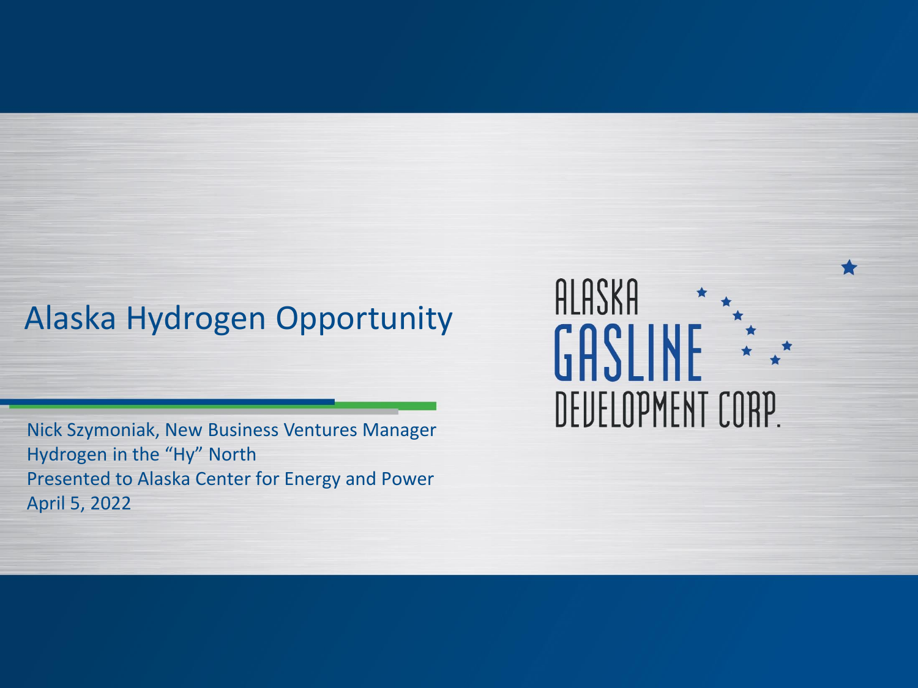# Alaska Hydrogen Opportunity

Nick Szymoniak, New Business Ventures Manager
Hydrogen in the "Hy" North
Presented to Alaska Center for Energy and Power
April 5, 2022

ALASKA GASLINE DEVELOPMENT CORP.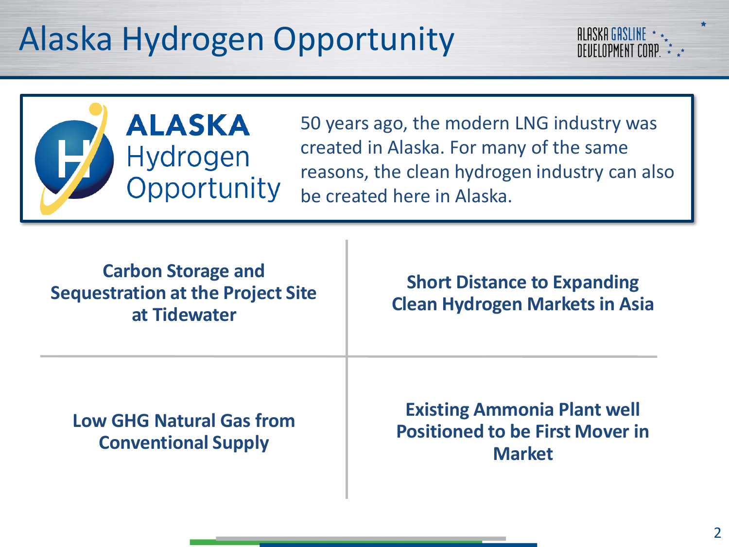# Alaska Hydrogen Opportunity

**ALASKA** Hydrogen Opportunity

50 years ago, the modern LNG industry was created in Alaska. For many of the same reasons, the clean hydrogen industry can also be created here in Alaska.

| | |
|---|---|
| **Carbon Storage and Sequestration at the Project Site at Tidewater** | **Short Distance to Expanding Clean Hydrogen Markets in Asia** |
| **Low GHG Natural Gas from Conventional Supply** | **Existing Ammonia Plant well Positioned to be First Mover in Market** |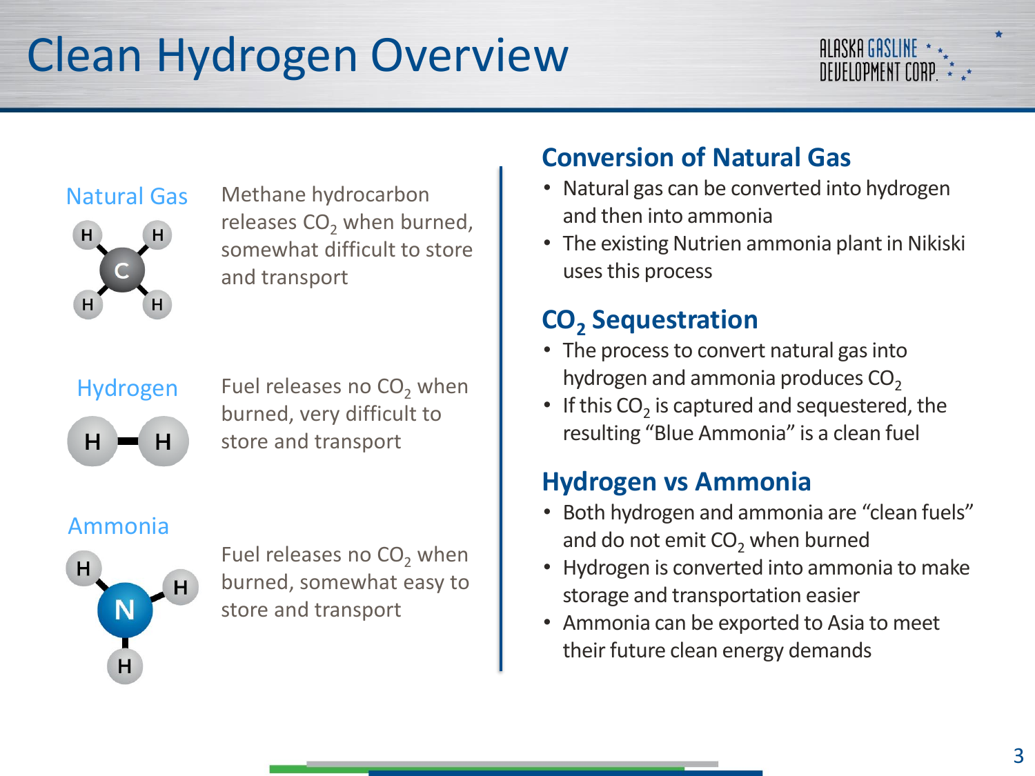# Clean Hydrogen Overview

**Natural Gas**

Methane hydrocarbon releases $CO_2$ when burned, somewhat difficult to store and transport

**Hydrogen**

Fuel releases no $CO_2$ when burned, very difficult to store and transport

**Ammonia**

Fuel releases no $CO_2$ when burned, somewhat easy to store and transport

## Conversion of Natural Gas

- Natural gas can be converted into hydrogen and then into ammonia
- The existing Nutrien ammonia plant in Nikiski uses this process

## $CO_2$ Sequestration

- The process to convert natural gas into hydrogen and ammonia produces $CO_2$
- If this $CO_2$ is captured and sequestered, the resulting "Blue Ammonia" is a clean fuel

## Hydrogen vs Ammonia

- Both hydrogen and ammonia are "clean fuels" and do not emit $CO_2$ when burned
- Hydrogen is converted into ammonia to make storage and transportation easier
- Ammonia can be exported to Asia to meet their future clean energy demands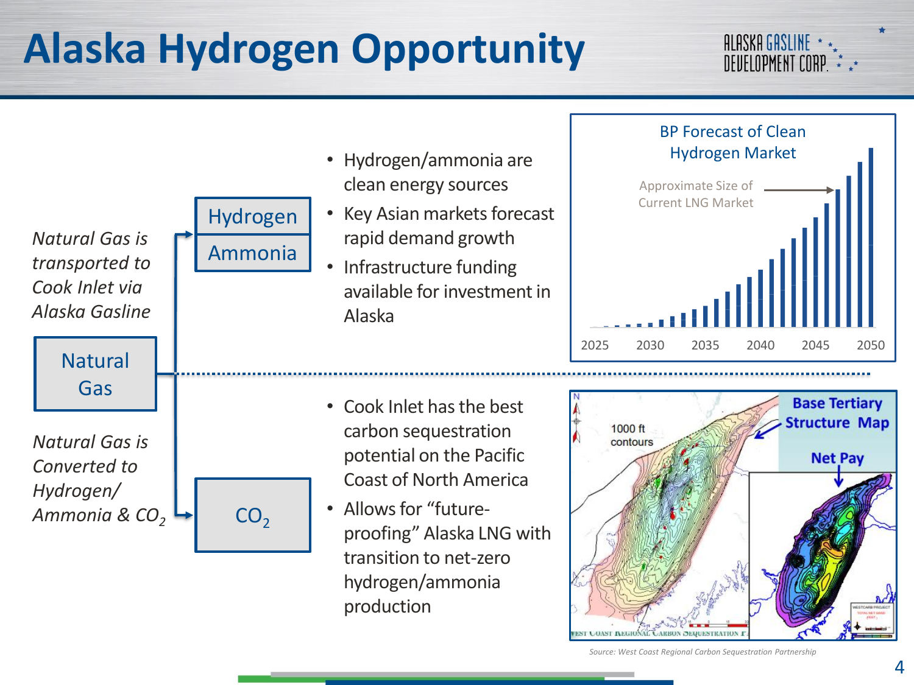# Alaska Hydrogen Opportunity

*Natural Gas is transported to Cook Inlet via Alaska Gasline*

Natural Gas

*Natural Gas is Converted to Hydrogen/ Ammonia & $CO_2$*

Hydrogen

Ammonia

- Hydrogen/ammonia are clean energy sources
- Key Asian markets forecast rapid demand growth
- Infrastructure funding available for investment in Alaska

BP Forecast of Clean Hydrogen Market

Approximate Size of Current LNG Market

2025 2030 2035 2040 2045 2050

$CO_2$

- Cook Inlet has the best carbon sequestration potential on the Pacific Coast of North America
- Allows for "future-proofing" Alaska LNG with transition to net-zero hydrogen/ammonia production

Base Tertiary Structure Map

1000 ft contours

Net Pay

*Source: West Coast Regional Carbon Sequestration Partnership*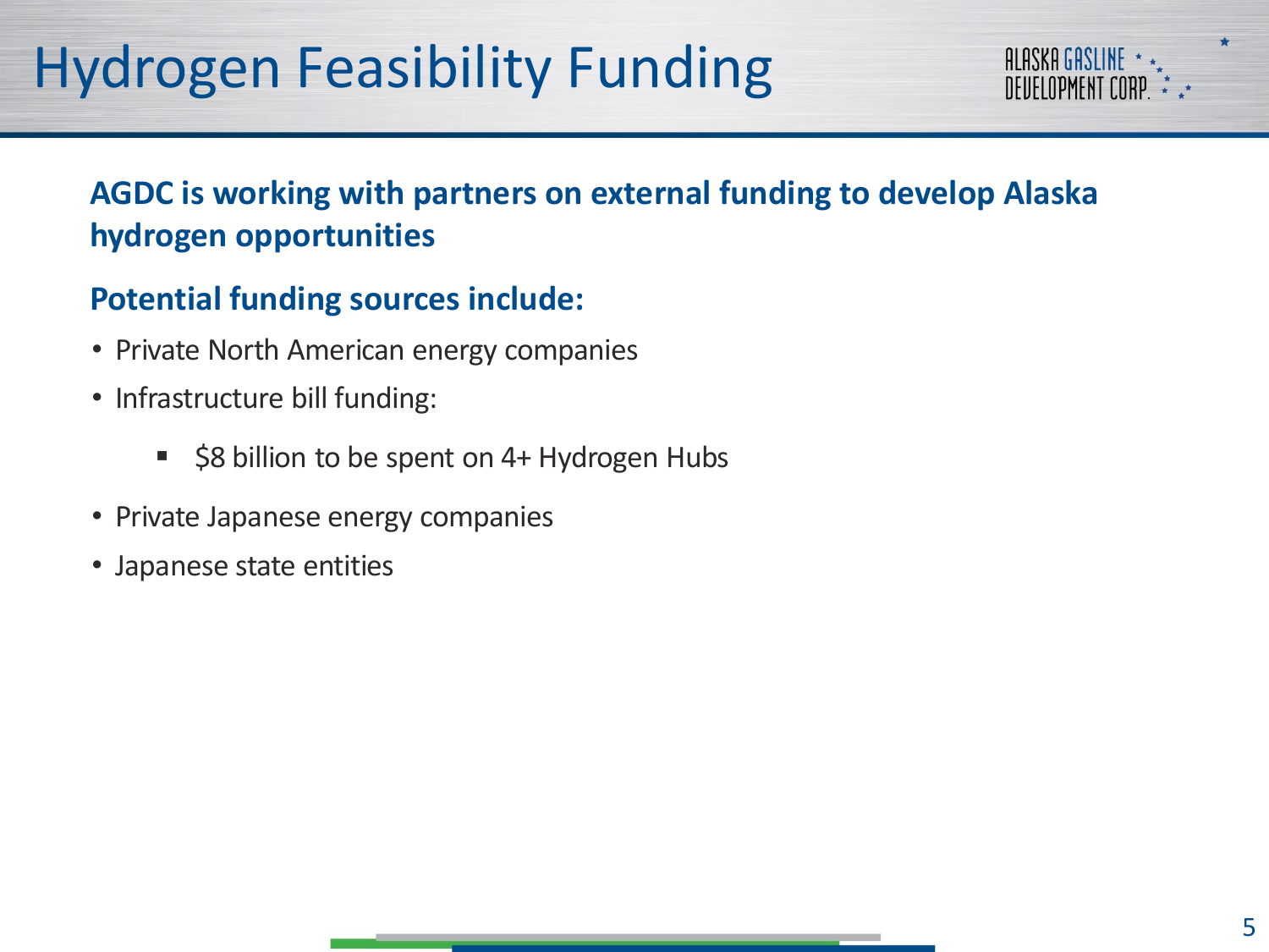# Hydrogen Feasibility Funding

**AGDC is working with partners on external funding to develop Alaska hydrogen opportunities**

**Potential funding sources include:**

- Private North American energy companies
- Infrastructure bill funding:
  - $8 billion to be spent on 4+ Hydrogen Hubs
- Private Japanese energy companies
- Japanese state entities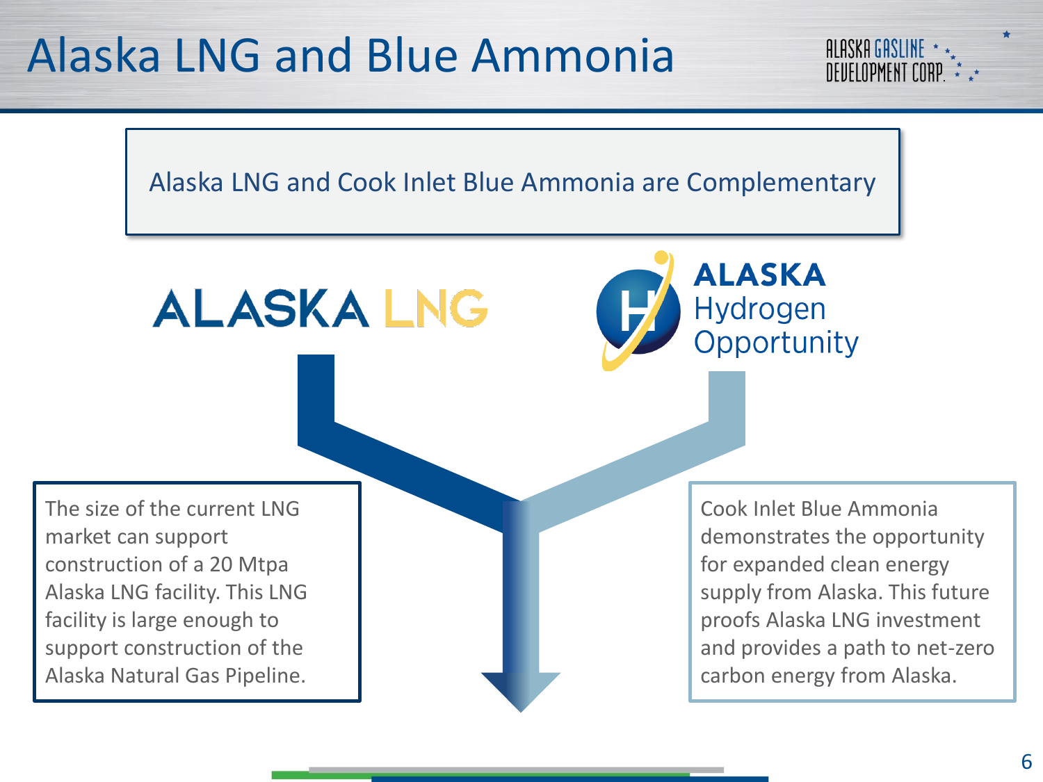# Alaska LNG and Blue Ammonia

Alaska LNG and Cook Inlet Blue Ammonia are Complementary

**ALASKA LNG**

**ALASKA** Hydrogen Opportunity

The size of the current LNG market can support construction of a 20 Mtpa Alaska LNG facility. This LNG facility is large enough to support construction of the Alaska Natural Gas Pipeline.

Cook Inlet Blue Ammonia demonstrates the opportunity for expanded clean energy supply from Alaska. This future proofs Alaska LNG investment and provides a path to net-zero carbon energy from Alaska.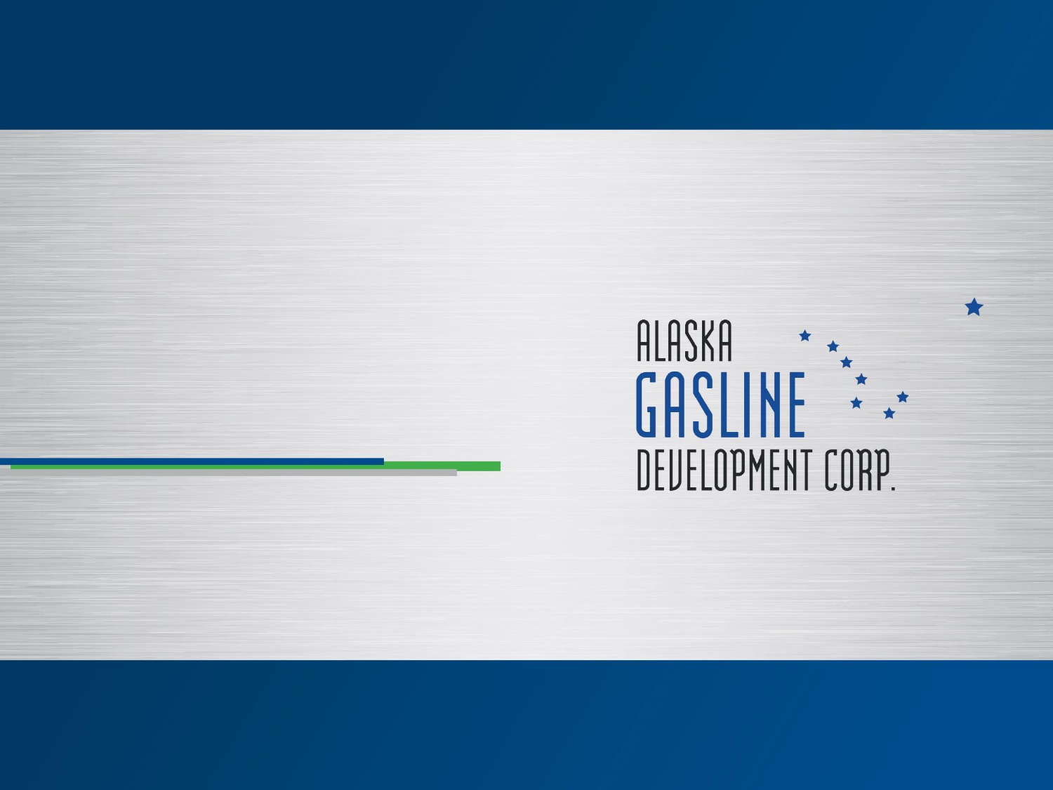ALASKA

GASLINE

DEVELOPMENT CORP.